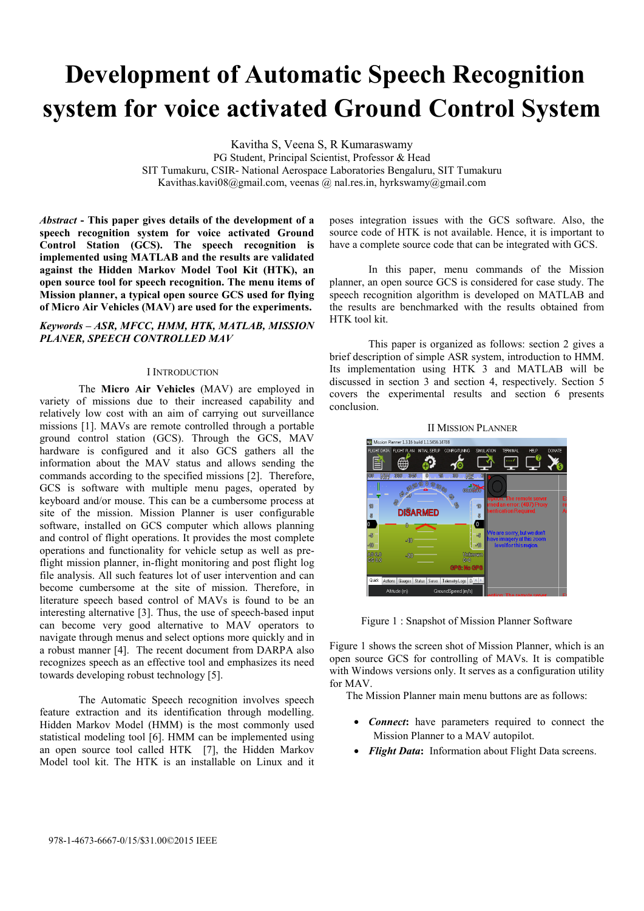# Development of Automatic Speech Recognition system for voice activated Ground Control System

Kavitha S, Veena S, R Kumaraswamy
PG Student, Principal Scientist, Professor & Head
SIT Tumakuru, CSIR- National Aerospace Laboratories Bengaluru, SIT Tumakuru
Kavithas.kavi08@gmail.com, veenas @ nal.res.in, hyrkswamy@gmail.com

***Abstract* - This paper gives details of the development of a speech recognition system for voice activated Ground Control Station (GCS). The speech recognition is implemented using MATLAB and the results are validated against the Hidden Markov Model Tool Kit (HTK), an open source tool for speech recognition. The menu items of Mission planner, a typical open source GCS used for flying of Micro Air Vehicles (MAV) are used for the experiments.**

***Keywords – ASR, MFCC, HMM, HTK, MATLAB, MISSION PLANER, SPEECH CONTROLLED MAV***

## I INTRODUCTION

The **Micro Air Vehicles** (MAV) are employed in variety of missions due to their increased capability and relatively low cost with an aim of carrying out surveillance missions [1]. MAVs are remote controlled through a portable ground control station (GCS). Through the GCS, MAV hardware is configured and it also GCS gathers all the information about the MAV status and allows sending the commands according to the specified missions [2]. Therefore, GCS is software with multiple menu pages, operated by keyboard and/or mouse. This can be a cumbersome process at site of the mission. Mission Planner is user configurable software, installed on GCS computer which allows planning and control of flight operations. It provides the most complete operations and functionality for vehicle setup as well as pre-flight mission planner, in-flight monitoring and post flight log file analysis. All such features lot of user intervention and can become cumbersome at the site of mission. Therefore, in literature speech based control of MAVs is found to be an interesting alternative [3]. Thus, the use of speech-based input can become very good alternative to MAV operators to navigate through menus and select options more quickly and in a robust manner [4]. The recent document from DARPA also recognizes speech as an effective tool and emphasizes its need towards developing robust technology [5].

The Automatic Speech recognition involves speech feature extraction and its identification through modelling. Hidden Markov Model (HMM) is the most commonly used statistical modeling tool [6]. HMM can be implemented using an open source tool called HTK [7], the Hidden Markov Model tool kit. The HTK is an installable on Linux and it poses integration issues with the GCS software. Also, the source code of HTK is not available. Hence, it is important to have a complete source code that can be integrated with GCS.

In this paper, menu commands of the Mission planner, an open source GCS is considered for case study. The speech recognition algorithm is developed on MATLAB and the results are benchmarked with the results obtained from HTK tool kit.

This paper is organized as follows: section 2 gives a brief description of simple ASR system, introduction to HMM. Its implementation using HTK 3 and MATLAB will be discussed in section 3 and section 4, respectively. Section 5 covers the experimental results and section 6 presents conclusion.

## II MISSION PLANNER

Figure 1 : Snapshot of Mission Planner Software

Figure 1 shows the screen shot of Mission Planner, which is an open source GCS for controlling of MAVs. It is compatible with Windows versions only. It serves as a configuration utility for MAV.

The Mission Planner main menu buttons are as follows:

- ***Connect***: have parameters required to connect the Mission Planner to a MAV autopilot.
- ***Flight Data***: Information about Flight Data screens.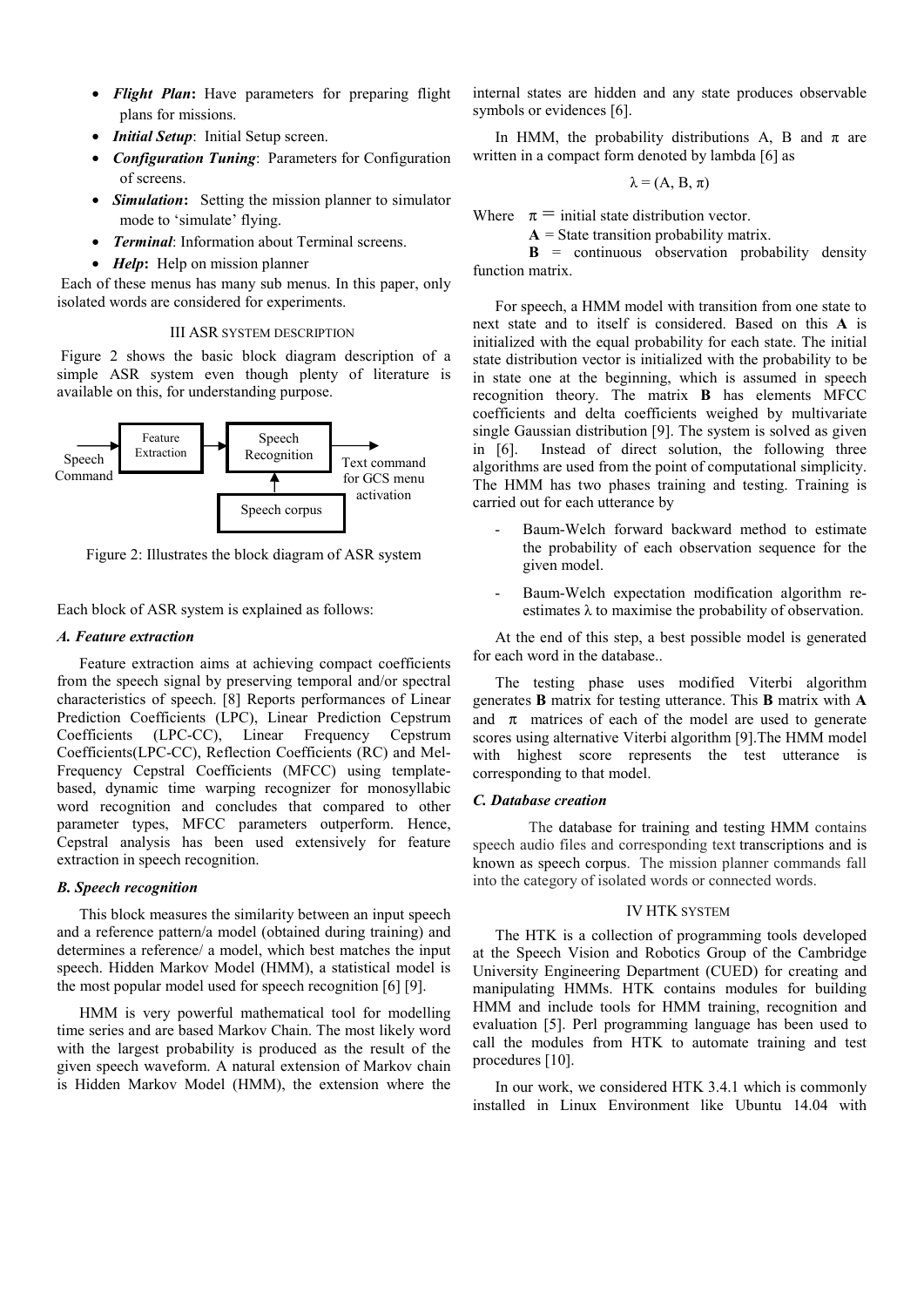- ***Flight Plan*:** Have parameters for preparing flight plans for missions.
- ***Initial Setup***: Initial Setup screen.
- ***Configuration Tuning***: Parameters for Configuration of screens.
- ***Simulation*:** Setting the mission planner to simulator mode to 'simulate' flying.
- ***Terminal***: Information about Terminal screens.
- ***Help*:** Help on mission planner

Each of these menus has many sub menus. In this paper, only isolated words are considered for experiments.

## III ASR SYSTEM DESCRIPTION

Figure 2 shows the basic block diagram description of a simple ASR system even though plenty of literature is available on this, for understanding purpose.

Speech Command → Feature Extraction → Speech Recognition → Text command for GCS menu activation

Speech corpus → Speech Recognition

Figure 2: Illustrates the block diagram of ASR system

Each block of ASR system is explained as follows:

### *A. Feature extraction*

Feature extraction aims at achieving compact coefficients from the speech signal by preserving temporal and/or spectral characteristics of speech. [8] Reports performances of Linear Prediction Coefficients (LPC), Linear Prediction Cepstrum Coefficients (LPC-CC), Linear Frequency Cepstrum Coefficients(LPC-CC), Reflection Coefficients (RC) and Mel-Frequency Cepstral Coefficients (MFCC) using template-based, dynamic time warping recognizer for monosyllabic word recognition and concludes that compared to other parameter types, MFCC parameters outperform. Hence, Cepstral analysis has been used extensively for feature extraction in speech recognition.

### *B. Speech recognition*

This block measures the similarity between an input speech and a reference pattern/a model (obtained during training) and determines a reference/ a model, which best matches the input speech. Hidden Markov Model (HMM), a statistical model is the most popular model used for speech recognition [6] [9].

HMM is very powerful mathematical tool for modelling time series and are based Markov Chain. The most likely word with the largest probability is produced as the result of the given speech waveform. A natural extension of Markov chain is Hidden Markov Model (HMM), the extension where the internal states are hidden and any state produces observable symbols or evidences [6].

In HMM, the probability distributions A, B and $\pi$ are written in a compact form denoted by lambda [6] as

$$\lambda = (A, B, \pi)$$

Where $\pi$ = initial state distribution vector.

**A** = State transition probability matrix.

**B** = continuous observation probability density function matrix.

For speech, a HMM model with transition from one state to next state and to itself is considered. Based on this **A** is initialized with the equal probability for each state. The initial state distribution vector is initialized with the probability to be in state one at the beginning, which is assumed in speech recognition theory. The matrix **B** has elements MFCC coefficients and delta coefficients weighed by multivariate single Gaussian distribution [9]. The system is solved as given in [6]. Instead of direct solution, the following three algorithms are used from the point of computational simplicity. The HMM has two phases training and testing. Training is carried out for each utterance by

- Baum-Welch forward backward method to estimate the probability of each observation sequence for the given model.
- Baum-Welch expectation modification algorithm re-estimates $\lambda$ to maximise the probability of observation.

At the end of this step, a best possible model is generated for each word in the database..

The testing phase uses modified Viterbi algorithm generates **B** matrix for testing utterance. This **B** matrix with **A** and $\pi$ matrices of each of the model are used to generate scores using alternative Viterbi algorithm [9].The HMM model with highest score represents the test utterance is corresponding to that model.

### *C. Database creation*

The database for training and testing HMM contains speech audio files and corresponding text transcriptions and is known as speech corpus. The mission planner commands fall into the category of isolated words or connected words.

## IV HTK SYSTEM

The HTK is a collection of programming tools developed at the Speech Vision and Robotics Group of the Cambridge University Engineering Department (CUED) for creating and manipulating HMMs. HTK contains modules for building HMM and include tools for HMM training, recognition and evaluation [5]. Perl programming language has been used to call the modules from HTK to automate training and test procedures [10].

In our work, we considered HTK 3.4.1 which is commonly installed in Linux Environment like Ubuntu 14.04 with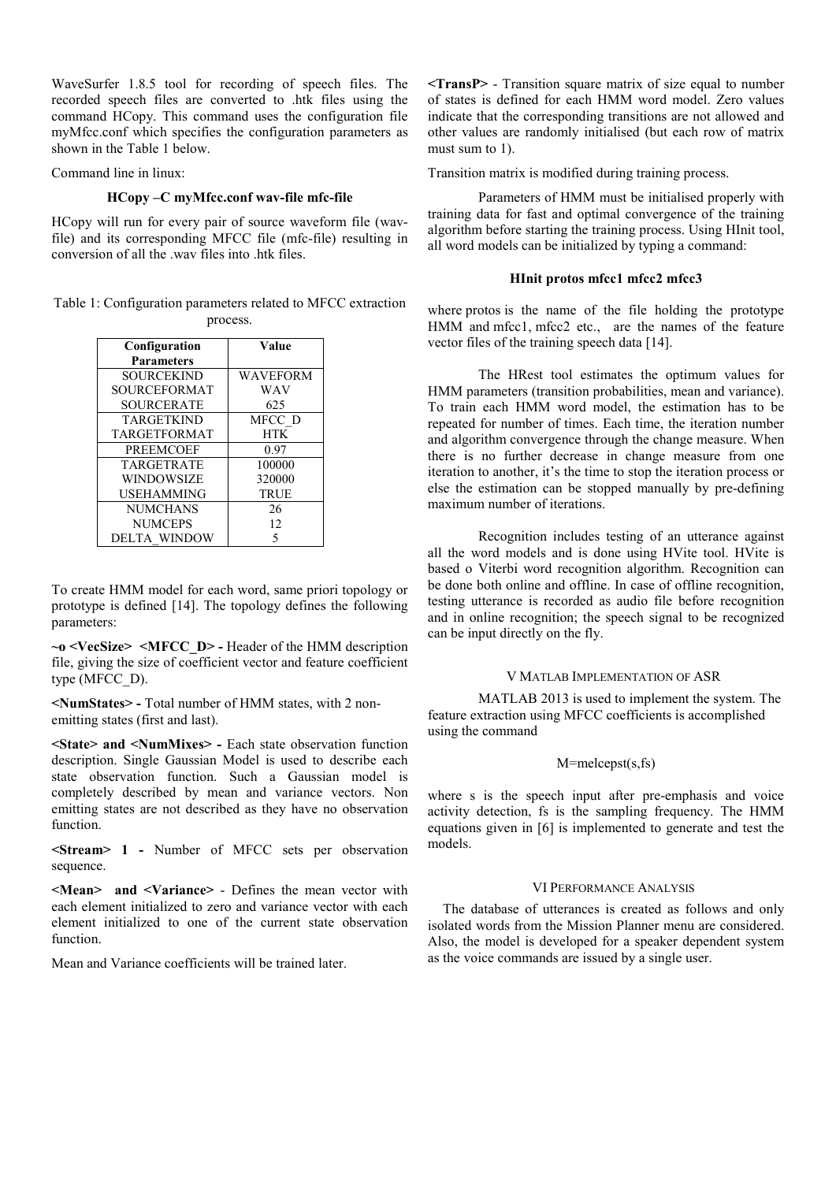WaveSurfer 1.8.5 tool for recording of speech files. The recorded speech files are converted to .htk files using the command HCopy. This command uses the configuration file myMfcc.conf which specifies the configuration parameters as shown in the Table 1 below.

Command line in linux:

**HCopy –C myMfcc.conf wav-file mfc-file**

HCopy will run for every pair of source waveform file (wav-file) and its corresponding MFCC file (mfc-file) resulting in conversion of all the .wav files into .htk files.

Table 1: Configuration parameters related to MFCC extraction process.

| Configuration Parameters | Value |
|---|---|
| SOURCEKIND | WAVEFORM |
| SOURCEFORMAT | WAV |
| SOURCERATE | 625 |
| TARGETKIND | MFCC_D |
| TARGETFORMAT | HTK |
| PREEMCOEF | 0.97 |
| TARGETRATE | 100000 |
| WINDOWSIZE | 320000 |
| USEHAMMING | TRUE |
| NUMCHANS | 26 |
| NUMCEPS | 12 |
| DELTA_WINDOW | 5 |

To create HMM model for each word, same priori topology or prototype is defined [14]. The topology defines the following parameters:

**~o <VecSize> <MFCC_D> -** Header of the HMM description file, giving the size of coefficient vector and feature coefficient type (MFCC_D).

**<NumStates> -** Total number of HMM states, with 2 non-emitting states (first and last).

**<State> and <NumMixes> -** Each state observation function description. Single Gaussian Model is used to describe each state observation function. Such a Gaussian model is completely described by mean and variance vectors. Non emitting states are not described as they have no observation function.

**<Stream> 1 -** Number of MFCC sets per observation sequence.

**<Mean> and <Variance>** - Defines the mean vector with each element initialized to zero and variance vector with each element initialized to one of the current state observation function.

Mean and Variance coefficients will be trained later.

**<TransP>** - Transition square matrix of size equal to number of states is defined for each HMM word model. Zero values indicate that the corresponding transitions are not allowed and other values are randomly initialised (but each row of matrix must sum to 1).

Transition matrix is modified during training process.

Parameters of HMM must be initialised properly with training data for fast and optimal convergence of the training algorithm before starting the training process. Using HInit tool, all word models can be initialized by typing a command:

**HInit protos mfcc1 mfcc2 mfcc3**

where protos is the name of the file holding the prototype HMM and mfcc1, mfcc2 etc., are the names of the feature vector files of the training speech data [14].

The HRest tool estimates the optimum values for HMM parameters (transition probabilities, mean and variance). To train each HMM word model, the estimation has to be repeated for number of times. Each time, the iteration number and algorithm convergence through the change measure. When there is no further decrease in change measure from one iteration to another, it's the time to stop the iteration process or else the estimation can be stopped manually by pre-defining maximum number of iterations.

Recognition includes testing of an utterance against all the word models and is done using HVite tool. HVite is based o Viterbi word recognition algorithm. Recognition can be done both online and offline. In case of offline recognition, testing utterance is recorded as audio file before recognition and in online recognition; the speech signal to be recognized can be input directly on the fly.

## V MATLAB IMPLEMENTATION OF ASR

MATLAB 2013 is used to implement the system. The feature extraction using MFCC coefficients is accomplished using the command

M=melcepst(s,fs)

where s is the speech input after pre-emphasis and voice activity detection, fs is the sampling frequency. The HMM equations given in [6] is implemented to generate and test the models.

## VI PERFORMANCE ANALYSIS

The database of utterances is created as follows and only isolated words from the Mission Planner menu are considered. Also, the model is developed for a speaker dependent system as the voice commands are issued by a single user.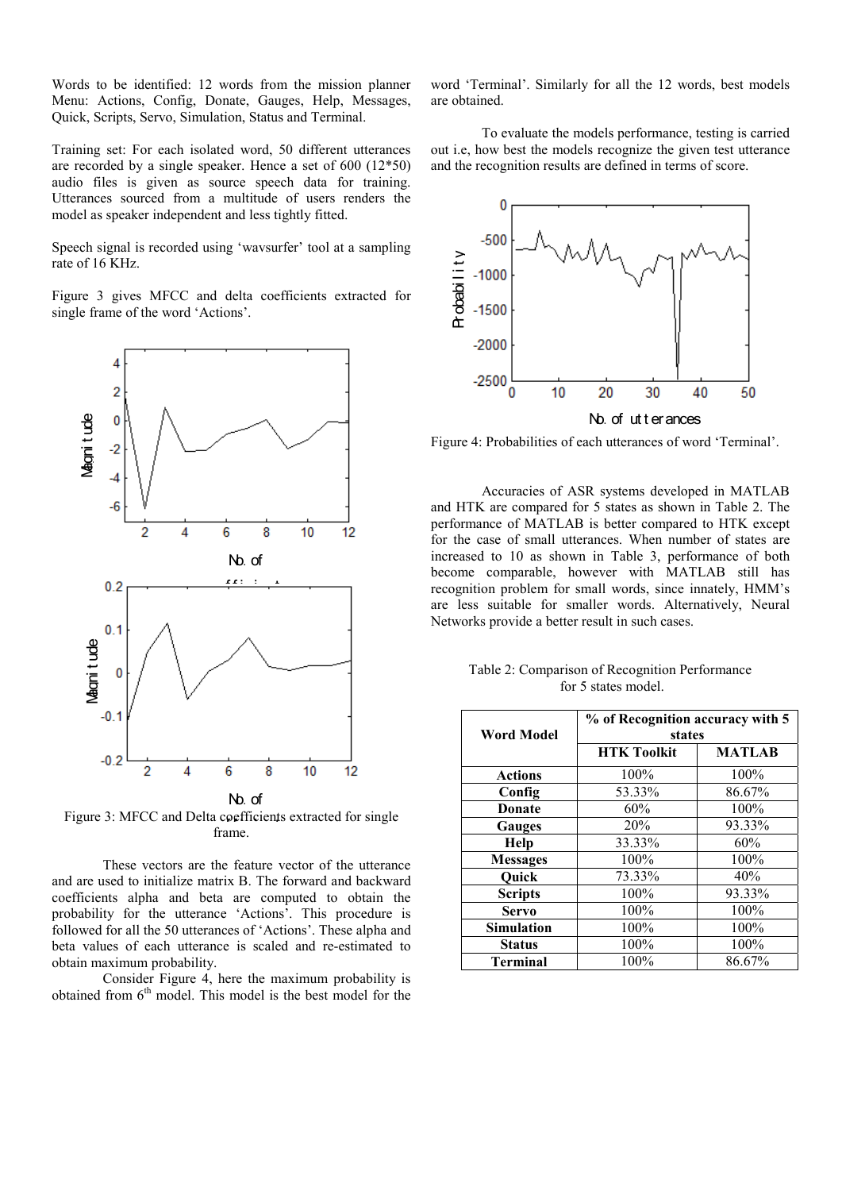Words to be identified: 12 words from the mission planner Menu: Actions, Config, Donate, Gauges, Help, Messages, Quick, Scripts, Servo, Simulation, Status and Terminal.

Training set: For each isolated word, 50 different utterances are recorded by a single speaker. Hence a set of 600 (12*50) audio files is given as source speech data for training. Utterances sourced from a multitude of users renders the model as speaker independent and less tightly fitted.

Speech signal is recorded using 'wavsurfer' tool at a sampling rate of 16 KHz.

Figure 3 gives MFCC and delta coefficients extracted for single frame of the word 'Actions'.

Figure 3: MFCC and Delta coefficients extracted for single frame.

These vectors are the feature vector of the utterance and are used to initialize matrix B. The forward and backward coefficients alpha and beta are computed to obtain the probability for the utterance 'Actions'. This procedure is followed for all the 50 utterances of 'Actions'. These alpha and beta values of each utterance is scaled and re-estimated to obtain maximum probability.

Consider Figure 4, here the maximum probability is obtained from 6[th] model. This model is the best model for the word 'Terminal'. Similarly for all the 12 words, best models are obtained.

To evaluate the models performance, testing is carried out i.e, how best the models recognize the given test utterance and the recognition results are defined in terms of score.

Figure 4: Probabilities of each utterances of word 'Terminal'.

Accuracies of ASR systems developed in MATLAB and HTK are compared for 5 states as shown in Table 2. The performance of MATLAB is better compared to HTK except for the case of small utterances. When number of states are increased to 10 as shown in Table 3, performance of both become comparable, however with MATLAB still has recognition problem for small words, since innately, HMM's are less suitable for smaller words. Alternatively, Neural Networks provide a better result in such cases.

Table 2: Comparison of Recognition Performance for 5 states model.

| **Word Model** | **% of Recognition accuracy with 5 states** | |
|---|---|---|
| | **HTK Toolkit** | **MATLAB** |
| **Actions** | 100% | 100% |
| **Config** | 53.33% | 86.67% |
| **Donate** | 60% | 100% |
| **Gauges** | 20% | 93.33% |
| **Help** | 33.33% | 60% |
| **Messages** | 100% | 100% |
| **Quick** | 73.33% | 40% |
| **Scripts** | 100% | 93.33% |
| **Servo** | 100% | 100% |
| **Simulation** | 100% | 100% |
| **Status** | 100% | 100% |
| **Terminal** | 100% | 86.67% |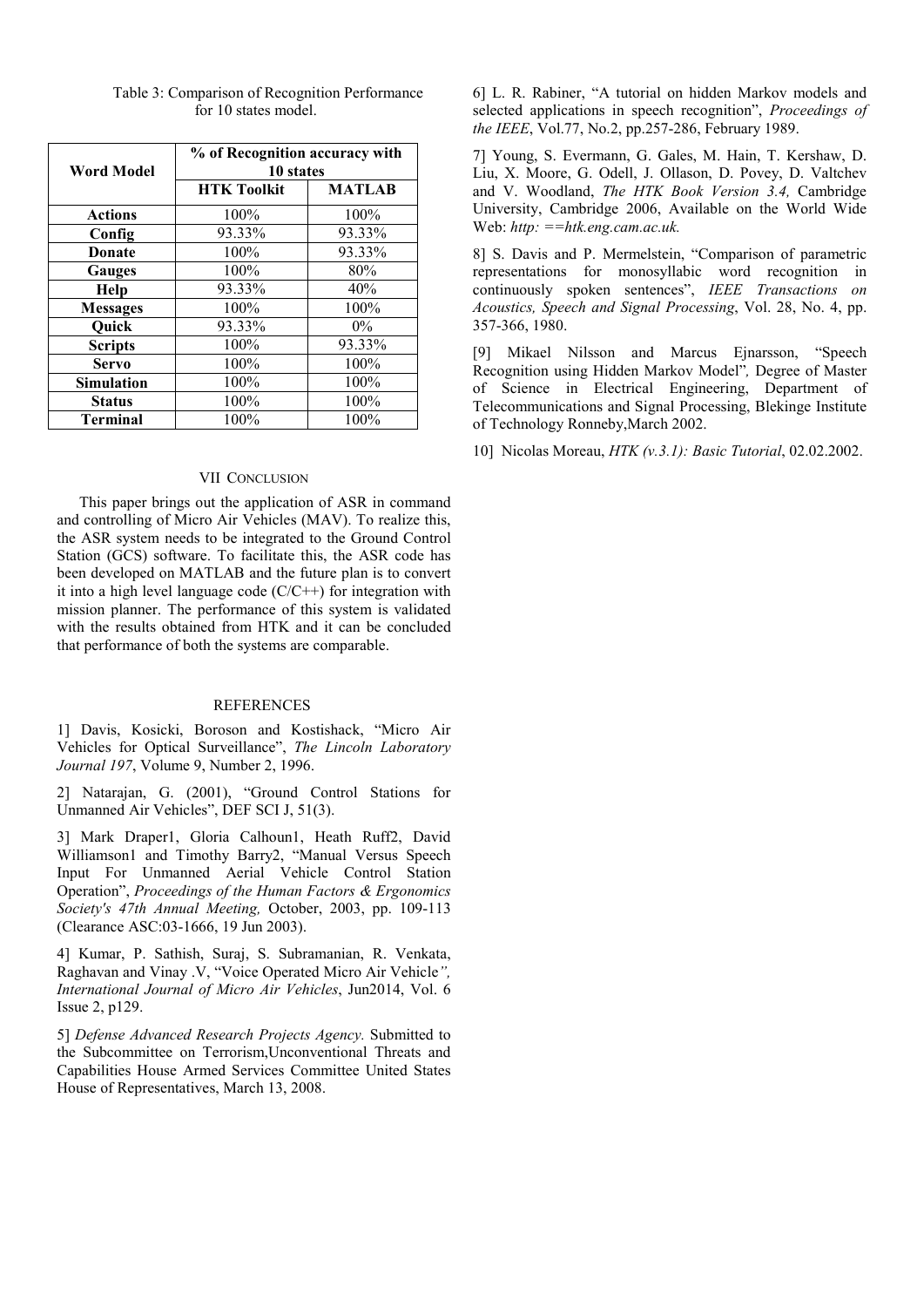Table 3: Comparison of Recognition Performance for 10 states model.

| Word Model | % of Recognition accuracy with 10 states | |
|---|---|---|
| | **HTK Toolkit** | **MATLAB** |
| **Actions** | 100% | 100% |
| **Config** | 93.33% | 93.33% |
| **Donate** | 100% | 93.33% |
| **Gauges** | 100% | 80% |
| **Help** | 93.33% | 40% |
| **Messages** | 100% | 100% |
| **Quick** | 93.33% | 0% |
| **Scripts** | 100% | 93.33% |
| **Servo** | 100% | 100% |
| **Simulation** | 100% | 100% |
| **Status** | 100% | 100% |
| **Terminal** | 100% | 100% |

## VII CONCLUSION

This paper brings out the application of ASR in command and controlling of Micro Air Vehicles (MAV). To realize this, the ASR system needs to be integrated to the Ground Control Station (GCS) software. To facilitate this, the ASR code has been developed on MATLAB and the future plan is to convert it into a high level language code (C/C++) for integration with mission planner. The performance of this system is validated with the results obtained from HTK and it can be concluded that performance of both the systems are comparable.

## REFERENCES

1] Davis, Kosicki, Boroson and Kostishack, "Micro Air Vehicles for Optical Surveillance", *The Lincoln Laboratory Journal 197*, Volume 9, Number 2, 1996.

2] Natarajan, G. (2001), "Ground Control Stations for Unmanned Air Vehicles", DEF SCI J, 51(3).

3] Mark Draper1, Gloria Calhoun1, Heath Ruff2, David Williamson1 and Timothy Barry2, "Manual Versus Speech Input For Unmanned Aerial Vehicle Control Station Operation", *Proceedings of the Human Factors & Ergonomics Society's 47th Annual Meeting,* October, 2003, pp. 109-113 (Clearance ASC:03-1666, 19 Jun 2003).

4] Kumar, P. Sathish, Suraj, S. Subramanian, R. Venkata, Raghavan and Vinay .V, "Voice Operated Micro Air Vehicle*", International Journal of Micro Air Vehicles*, Jun2014, Vol. 6 Issue 2, p129.

5] *Defense Advanced Research Projects Agency.* Submitted to the Subcommittee on Terrorism,Unconventional Threats and Capabilities House Armed Services Committee United States House of Representatives, March 13, 2008.

6] L. R. Rabiner, "A tutorial on hidden Markov models and selected applications in speech recognition", *Proceedings of the IEEE*, Vol.77, No.2, pp.257-286, February 1989.

7] Young, S. Evermann, G. Gales, M. Hain, T. Kershaw, D. Liu, X. Moore, G. Odell, J. Ollason, D. Povey, D. Valtchev and V. Woodland, *The HTK Book Version 3.4,* Cambridge University, Cambridge 2006, Available on the World Wide Web: *http: ==htk.eng.cam.ac.uk.*

8] S. Davis and P. Mermelstein, "Comparison of parametric representations for monosyllabic word recognition in continuously spoken sentences", *IEEE Transactions on Acoustics, Speech and Signal Processing*, Vol. 28, No. 4, pp. 357-366, 1980.

[9] Mikael Nilsson and Marcus Ejnarsson, "Speech Recognition using Hidden Markov Model"*,* Degree of Master of Science in Electrical Engineering, Department of Telecommunications and Signal Processing, Blekinge Institute of Technology Ronneby,March 2002.

10] Nicolas Moreau, *HTK (v.3.1): Basic Tutorial*, 02.02.2002.